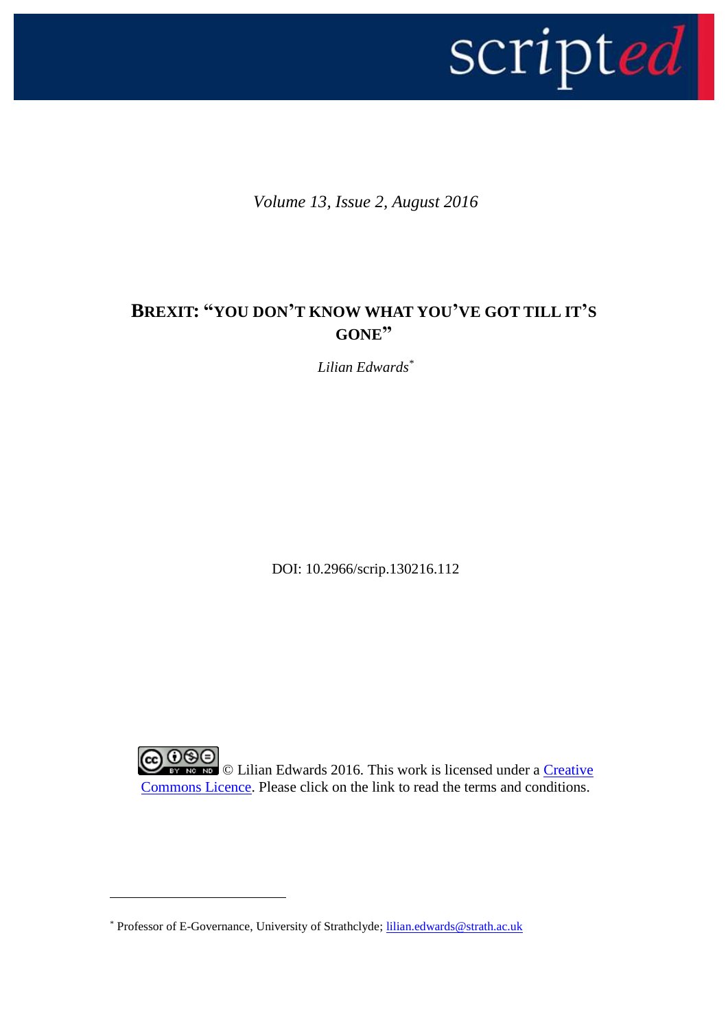*Volume 13, Issue 2, August 2016*

# BREXIT: "YOU DON'T KNOW WHAT YOU'VE GOT TILL IT'S GONE"

*Lilian Edwards*[*]

DOI: 10.2966/scrip.130216.112

© Lilian Edwards 2016. This work is licensed under a Creative Commons Licence. Please click on the link to read the terms and conditions.

[*] Professor of E-Governance, University of Strathclyde; lilian.edwards@strath.ac.uk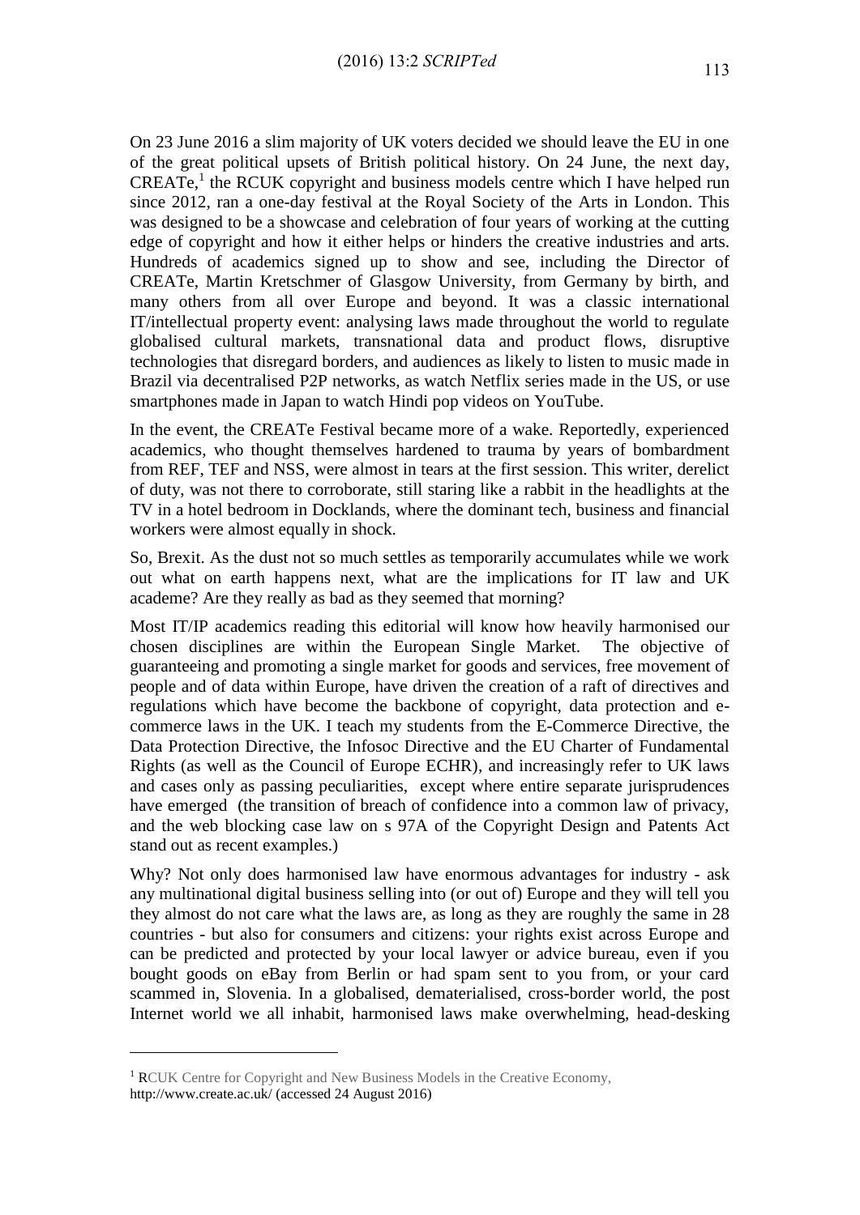On 23 June 2016 a slim majority of UK voters decided we should leave the EU in one of the great political upsets of British political history. On 24 June, the next day, CREATe,[1] the RCUK copyright and business models centre which I have helped run since 2012, ran a one-day festival at the Royal Society of the Arts in London. This was designed to be a showcase and celebration of four years of working at the cutting edge of copyright and how it either helps or hinders the creative industries and arts. Hundreds of academics signed up to show and see, including the Director of CREATe, Martin Kretschmer of Glasgow University, from Germany by birth, and many others from all over Europe and beyond. It was a classic international IT/intellectual property event: analysing laws made throughout the world to regulate globalised cultural markets, transnational data and product flows, disruptive technologies that disregard borders, and audiences as likely to listen to music made in Brazil via decentralised P2P networks, as watch Netflix series made in the US, or use smartphones made in Japan to watch Hindi pop videos on YouTube.

In the event, the CREATe Festival became more of a wake. Reportedly, experienced academics, who thought themselves hardened to trauma by years of bombardment from REF, TEF and NSS, were almost in tears at the first session. This writer, derelict of duty, was not there to corroborate, still staring like a rabbit in the headlights at the TV in a hotel bedroom in Docklands, where the dominant tech, business and financial workers were almost equally in shock.

So, Brexit. As the dust not so much settles as temporarily accumulates while we work out what on earth happens next, what are the implications for IT law and UK academe? Are they really as bad as they seemed that morning?

Most IT/IP academics reading this editorial will know how heavily harmonised our chosen disciplines are within the European Single Market. The objective of guaranteeing and promoting a single market for goods and services, free movement of people and of data within Europe, have driven the creation of a raft of directives and regulations which have become the backbone of copyright, data protection and e-commerce laws in the UK. I teach my students from the E-Commerce Directive, the Data Protection Directive, the Infosoc Directive and the EU Charter of Fundamental Rights (as well as the Council of Europe ECHR), and increasingly refer to UK laws and cases only as passing peculiarities, except where entire separate jurisprudences have emerged (the transition of breach of confidence into a common law of privacy, and the web blocking case law on s 97A of the Copyright Design and Patents Act stand out as recent examples.)

Why? Not only does harmonised law have enormous advantages for industry - ask any multinational digital business selling into (or out of) Europe and they will tell you they almost do not care what the laws are, as long as they are roughly the same in 28 countries - but also for consumers and citizens: your rights exist across Europe and can be predicted and protected by your local lawyer or advice bureau, even if you bought goods on eBay from Berlin or had spam sent to you from, or your card scammed in, Slovenia. In a globalised, dematerialised, cross-border world, the post Internet world we all inhabit, harmonised laws make overwhelming, head-desking

---

[1] RCUK Centre for Copyright and New Business Models in the Creative Economy, http://www.create.ac.uk/ (accessed 24 August 2016)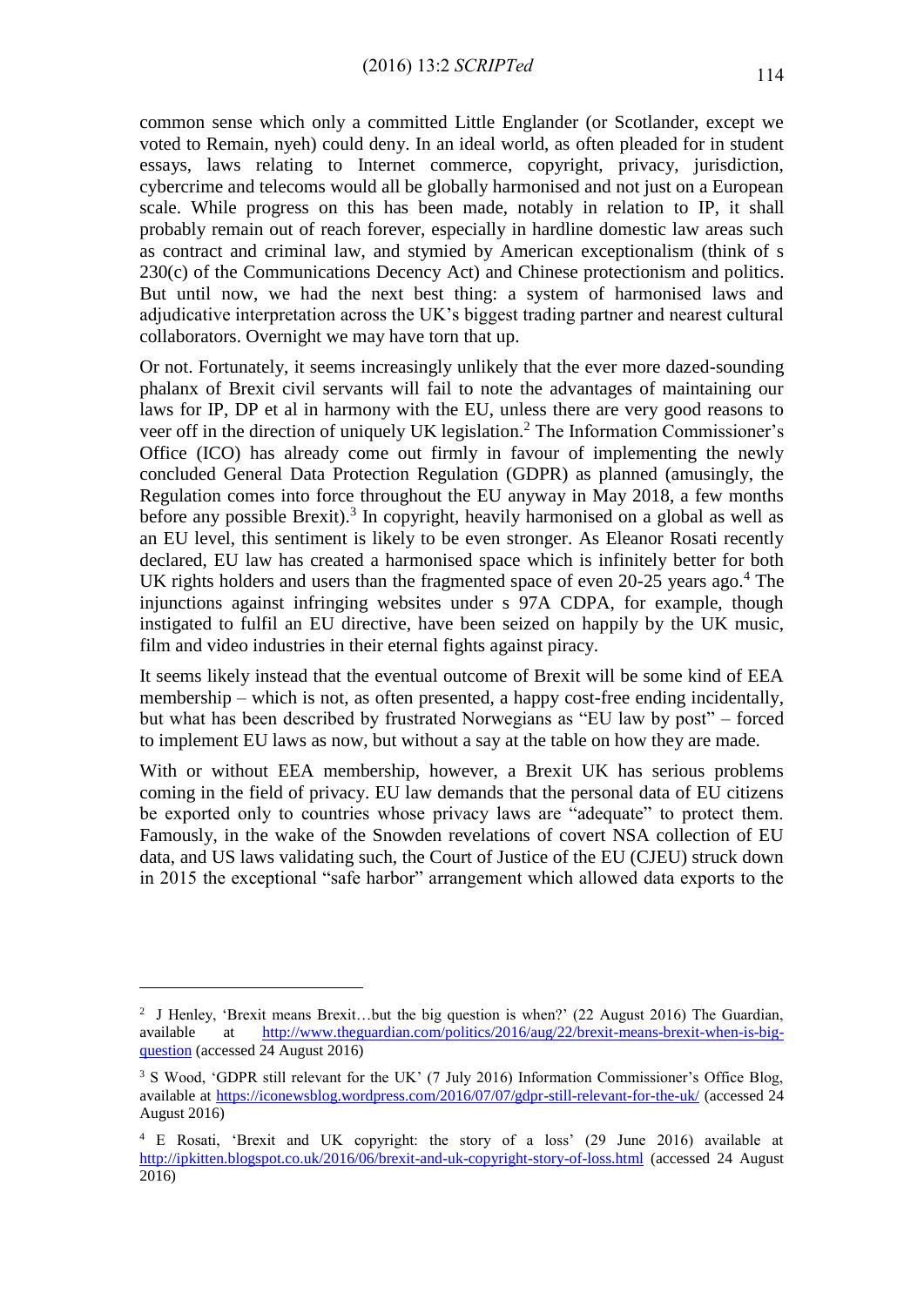common sense which only a committed Little Englander (or Scotlander, except we voted to Remain, nyeh) could deny. In an ideal world, as often pleaded for in student essays, laws relating to Internet commerce, copyright, privacy, jurisdiction, cybercrime and telecoms would all be globally harmonised and not just on a European scale. While progress on this has been made, notably in relation to IP, it shall probably remain out of reach forever, especially in hardline domestic law areas such as contract and criminal law, and stymied by American exceptionalism (think of s 230(c) of the Communications Decency Act) and Chinese protectionism and politics. But until now, we had the next best thing: a system of harmonised laws and adjudicative interpretation across the UK's biggest trading partner and nearest cultural collaborators. Overnight we may have torn that up.

Or not. Fortunately, it seems increasingly unlikely that the ever more dazed-sounding phalanx of Brexit civil servants will fail to note the advantages of maintaining our laws for IP, DP et al in harmony with the EU, unless there are very good reasons to veer off in the direction of uniquely UK legislation.[2] The Information Commissioner's Office (ICO) has already come out firmly in favour of implementing the newly concluded General Data Protection Regulation (GDPR) as planned (amusingly, the Regulation comes into force throughout the EU anyway in May 2018, a few months before any possible Brexit).[3] In copyright, heavily harmonised on a global as well as an EU level, this sentiment is likely to be even stronger. As Eleanor Rosati recently declared, EU law has created a harmonised space which is infinitely better for both UK rights holders and users than the fragmented space of even 20-25 years ago.[4] The injunctions against infringing websites under s 97A CDPA, for example, though instigated to fulfil an EU directive, have been seized on happily by the UK music, film and video industries in their eternal fights against piracy.

It seems likely instead that the eventual outcome of Brexit will be some kind of EEA membership – which is not, as often presented, a happy cost-free ending incidentally, but what has been described by frustrated Norwegians as "EU law by post" – forced to implement EU laws as now, but without a say at the table on how they are made.

With or without EEA membership, however, a Brexit UK has serious problems coming in the field of privacy. EU law demands that the personal data of EU citizens be exported only to countries whose privacy laws are "adequate" to protect them. Famously, in the wake of the Snowden revelations of covert NSA collection of EU data, and US laws validating such, the Court of Justice of the EU (CJEU) struck down in 2015 the exceptional "safe harbor" arrangement which allowed data exports to the

---

[2] J Henley, 'Brexit means Brexit…but the big question is when?' (22 August 2016) The Guardian, available at http://www.theguardian.com/politics/2016/aug/22/brexit-means-brexit-when-is-big-question (accessed 24 August 2016)

[3] S Wood, 'GDPR still relevant for the UK' (7 July 2016) Information Commissioner's Office Blog, available at https://iconewsblog.wordpress.com/2016/07/07/gdpr-still-relevant-for-the-uk/ (accessed 24 August 2016)

[4] E Rosati, 'Brexit and UK copyright: the story of a loss' (29 June 2016) available at http://ipkitten.blogspot.co.uk/2016/06/brexit-and-uk-copyright-story-of-loss.html (accessed 24 August 2016)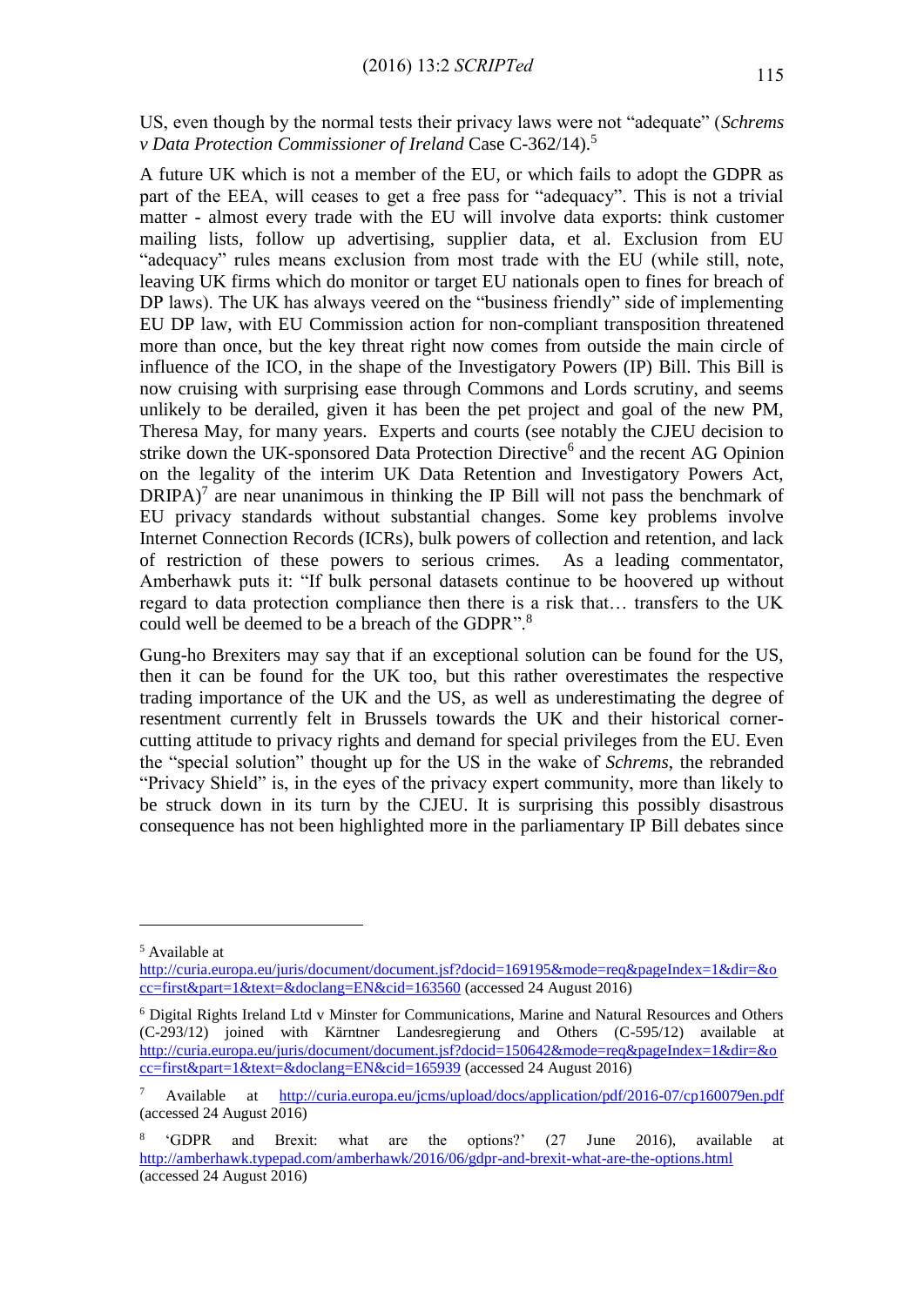US, even though by the normal tests their privacy laws were not "adequate" (*Schrems v Data Protection Commissioner of Ireland* Case C-362/14).[5]

A future UK which is not a member of the EU, or which fails to adopt the GDPR as part of the EEA, will ceases to get a free pass for "adequacy". This is not a trivial matter - almost every trade with the EU will involve data exports: think customer mailing lists, follow up advertising, supplier data, et al. Exclusion from EU "adequacy" rules means exclusion from most trade with the EU (while still, note, leaving UK firms which do monitor or target EU nationals open to fines for breach of DP laws). The UK has always veered on the "business friendly" side of implementing EU DP law, with EU Commission action for non-compliant transposition threatened more than once, but the key threat right now comes from outside the main circle of influence of the ICO, in the shape of the Investigatory Powers (IP) Bill. This Bill is now cruising with surprising ease through Commons and Lords scrutiny, and seems unlikely to be derailed, given it has been the pet project and goal of the new PM, Theresa May, for many years. Experts and courts (see notably the CJEU decision to strike down the UK-sponsored Data Protection Directive[6] and the recent AG Opinion on the legality of the interim UK Data Retention and Investigatory Powers Act, DRIPA)[7] are near unanimous in thinking the IP Bill will not pass the benchmark of EU privacy standards without substantial changes. Some key problems involve Internet Connection Records (ICRs), bulk powers of collection and retention, and lack of restriction of these powers to serious crimes. As a leading commentator, Amberhawk puts it: "If bulk personal datasets continue to be hoovered up without regard to data protection compliance then there is a risk that… transfers to the UK could well be deemed to be a breach of the GDPR".[8]

Gung-ho Brexiters may say that if an exceptional solution can be found for the US, then it can be found for the UK too, but this rather overestimates the respective trading importance of the UK and the US, as well as underestimating the degree of resentment currently felt in Brussels towards the UK and their historical corner-cutting attitude to privacy rights and demand for special privileges from the EU. Even the "special solution" thought up for the US in the wake of *Schrems*, the rebranded "Privacy Shield" is, in the eyes of the privacy expert community, more than likely to be struck down in its turn by the CJEU. It is surprising this possibly disastrous consequence has not been highlighted more in the parliamentary IP Bill debates since

---

[5] Available at http://curia.europa.eu/juris/document/document.jsf?docid=169195&mode=req&pageIndex=1&dir=&occ=first&part=1&text=&doclang=EN&cid=163560 (accessed 24 August 2016)

[6] Digital Rights Ireland Ltd v Minster for Communications, Marine and Natural Resources and Others (C-293/12) joined with Kärntner Landesregierung and Others (C-595/12) available at http://curia.europa.eu/juris/document/document.jsf?docid=150642&mode=req&pageIndex=1&dir=&occ=first&part=1&text=&doclang=EN&cid=165939 (accessed 24 August 2016)

[7] Available at http://curia.europa.eu/jcms/upload/docs/application/pdf/2016-07/cp160079en.pdf (accessed 24 August 2016)

[8] 'GDPR and Brexit: what are the options?' (27 June 2016), available at http://amberhawk.typepad.com/amberhawk/2016/06/gdpr-and-brexit-what-are-the-options.html (accessed 24 August 2016)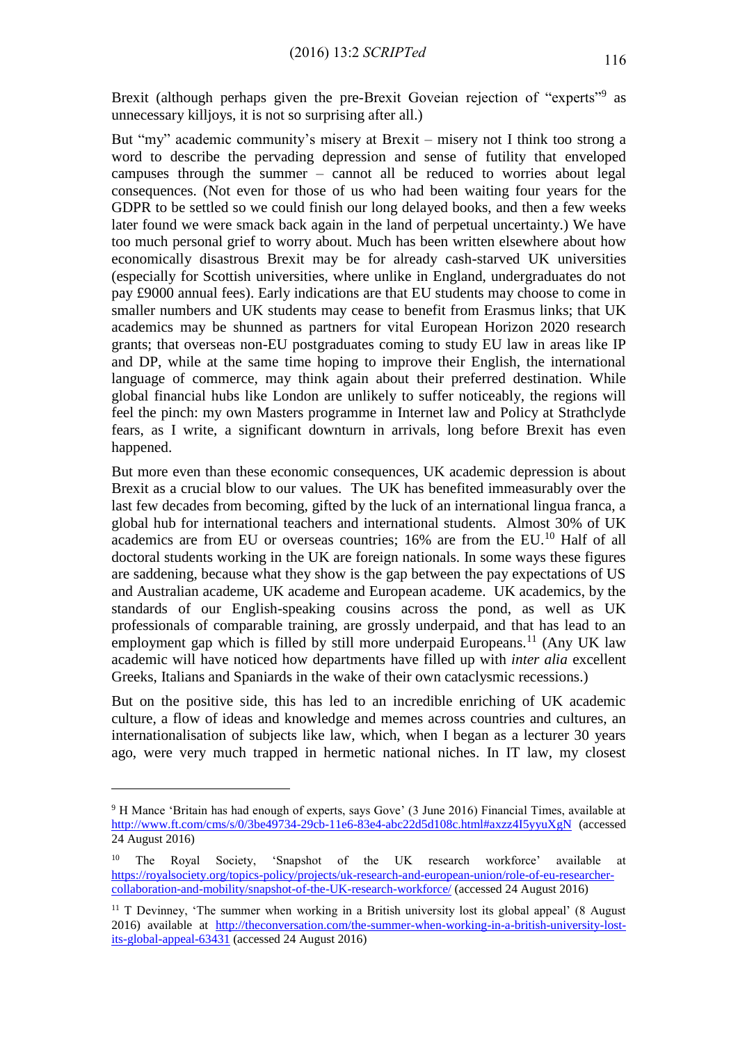Brexit (although perhaps given the pre-Brexit Goveian rejection of "experts"[9] as unnecessary killjoys, it is not so surprising after all.)

But "my" academic community's misery at Brexit – misery not I think too strong a word to describe the pervading depression and sense of futility that enveloped campuses through the summer – cannot all be reduced to worries about legal consequences. (Not even for those of us who had been waiting four years for the GDPR to be settled so we could finish our long delayed books, and then a few weeks later found we were smack back again in the land of perpetual uncertainty.) We have too much personal grief to worry about. Much has been written elsewhere about how economically disastrous Brexit may be for already cash-starved UK universities (especially for Scottish universities, where unlike in England, undergraduates do not pay £9000 annual fees). Early indications are that EU students may choose to come in smaller numbers and UK students may cease to benefit from Erasmus links; that UK academics may be shunned as partners for vital European Horizon 2020 research grants; that overseas non-EU postgraduates coming to study EU law in areas like IP and DP, while at the same time hoping to improve their English, the international language of commerce, may think again about their preferred destination. While global financial hubs like London are unlikely to suffer noticeably, the regions will feel the pinch: my own Masters programme in Internet law and Policy at Strathclyde fears, as I write, a significant downturn in arrivals, long before Brexit has even happened.

But more even than these economic consequences, UK academic depression is about Brexit as a crucial blow to our values. The UK has benefited immeasurably over the last few decades from becoming, gifted by the luck of an international lingua franca, a global hub for international teachers and international students. Almost 30% of UK academics are from EU or overseas countries; 16% are from the EU.[10] Half of all doctoral students working in the UK are foreign nationals. In some ways these figures are saddening, because what they show is the gap between the pay expectations of US and Australian academe, UK academe and European academe. UK academics, by the standards of our English-speaking cousins across the pond, as well as UK professionals of comparable training, are grossly underpaid, and that has lead to an employment gap which is filled by still more underpaid Europeans.[11] (Any UK law academic will have noticed how departments have filled up with *inter alia* excellent Greeks, Italians and Spaniards in the wake of their own cataclysmic recessions.)

But on the positive side, this has led to an incredible enriching of UK academic culture, a flow of ideas and knowledge and memes across countries and cultures, an internationalisation of subjects like law, which, when I began as a lecturer 30 years ago, were very much trapped in hermetic national niches. In IT law, my closest

---

[9] H Mance 'Britain has had enough of experts, says Gove' (3 June 2016) Financial Times, available at http://www.ft.com/cms/s/0/3be49734-29cb-11e6-83e4-abc22d5d108c.html#axzz4I5yyuXgN (accessed 24 August 2016)

[10] The Royal Society, 'Snapshot of the UK research workforce' available at https://royalsociety.org/topics-policy/projects/uk-research-and-european-union/role-of-eu-researcher-collaboration-and-mobility/snapshot-of-the-UK-research-workforce/ (accessed 24 August 2016)

[11] T Devinney, 'The summer when working in a British university lost its global appeal' (8 August 2016) available at http://theconversation.com/the-summer-when-working-in-a-british-university-lost-its-global-appeal-63431 (accessed 24 August 2016)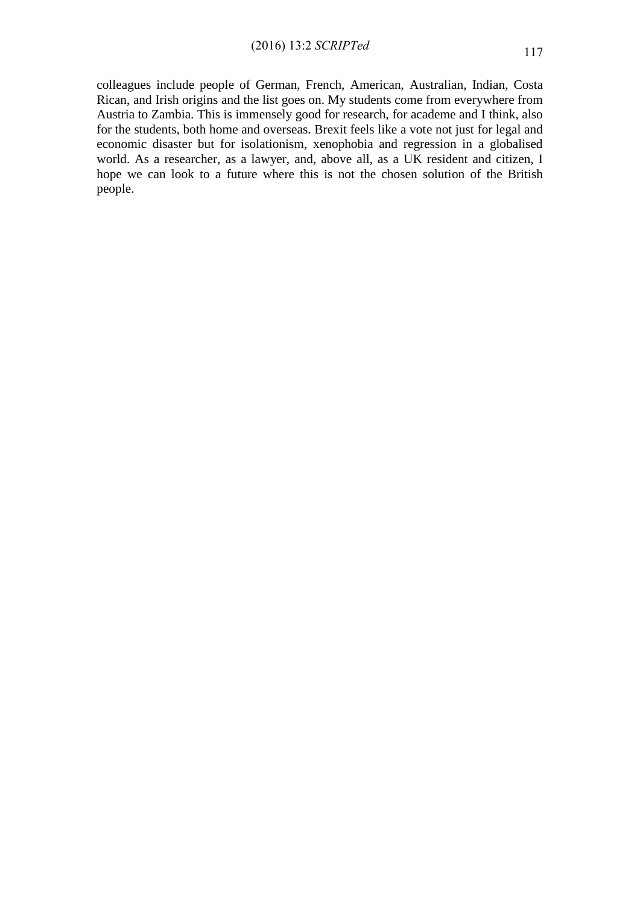colleagues include people of German, French, American, Australian, Indian, Costa Rican, and Irish origins and the list goes on. My students come from everywhere from Austria to Zambia. This is immensely good for research, for academe and I think, also for the students, both home and overseas. Brexit feels like a vote not just for legal and economic disaster but for isolationism, xenophobia and regression in a globalised world. As a researcher, as a lawyer, and, above all, as a UK resident and citizen, I hope we can look to a future where this is not the chosen solution of the British people.